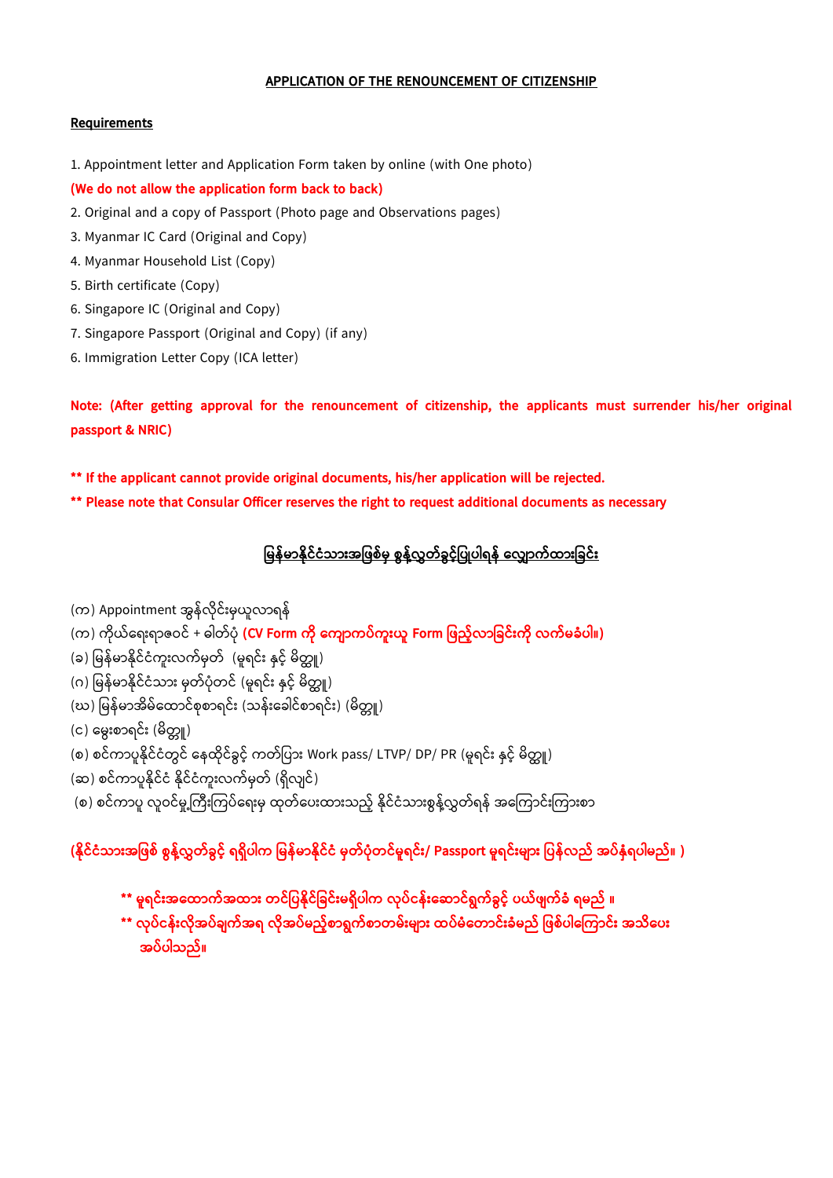## APPLICATION OF THE RENOUNCEMENT OF CITIZENSHIP

**Requirements**

1. Appointment letter and Application Form taken by online (with One photo)

**(We do not allow the application form back to back)**

2. Original and a copy of Passport (Photo page and Observations pages)
3. Myanmar IC Card (Original and Copy)
4. Myanmar Household List (Copy)
5. Birth certificate (Copy)
6. Singapore IC (Original and Copy)
7. Singapore Passport (Original and Copy) (if any)
6. Immigration Letter Copy (ICA letter)

**Note: (After getting approval for the renouncement of citizenship, the applicants must surrender his/her original passport & NRIC)**

**\*\* If the applicant cannot provide original documents, his/her application will be rejected.**

**\*\* Please note that Consular Officer reserves the right to request additional documents as necessary**

## မြန်မာနိုင်ငံသားအဖြစ်မှ စွန့်လွှတ်ခွင့်ပြုပါရန် လျှောက်ထားခြင်း

(က) Appointment အွန်လိုင်းမှယူလာရန်

(က) ကိုယ်ရေးရာဇဝင် + ဓါတ်ပုံ **(CV Form ကို ကျောကပ်ကူးယူ Form ဖြည့်လာခြင်းကို လက်မခံပါ။)**

(ခ) မြန်မာနိုင်ငံကူးလက်မှတ် (မူရင်း နှင့် မိတ္တူ)

(ဂ) မြန်မာနိုင်ငံသား မှတ်ပုံတင် (မူရင်း နှင့် မိတ္တူ)

(ဃ) မြန်မာအိမ်ထောင်စုစာရင်း (သန်းခေါင်စာရင်း) (မိတ္တူ)

(င) မွေးစာရင်း (မိတ္တူ)

(စ) စင်ကာပူနိုင်ငံတွင် နေထိုင်ခွင့် ကတ်ပြား Work pass/ LTVP/ DP/ PR (မူရင်း နှင့် မိတ္တူ)

(ဆ) စင်ကာပူနိုင်ငံ နိုင်ငံကူးလက်မှတ် (ရှိလျှင်)

(ဇ) စင်ကာပူ လူဝင်မှုကြီးကြပ်ရေးမှ ထုတ်ပေးထားသည့် နိုင်ငံသားစွန့်လွှတ်ရန် အကြောင်းကြားစာ

**(နိုင်ငံသားအဖြစ် စွန့်လွှတ်ခွင့် ရရှိပါက မြန်မာနိုင်ငံ မှတ်ပုံတင်မူရင်း/ Passport မူရင်းများ ပြန်လည် အပ်နှံရပါမည်။ )**

**\*\* မူရင်းအထောက်အထား တင်ပြနိုင်ခြင်းမရှိပါက လုပ်ငန်းဆောင်ရွက်ခွင့် ပယ်ဖျက်ခံ ရမည် ။**

**\*\* လုပ်ငန်းလိုအပ်ချက်အရ လိုအပ်မည့်စာရွက်စာတမ်းများ ထပ်မံတောင်းခံမည် ဖြစ်ပါကြောင်း အသိပေး အပ်ပါသည်။**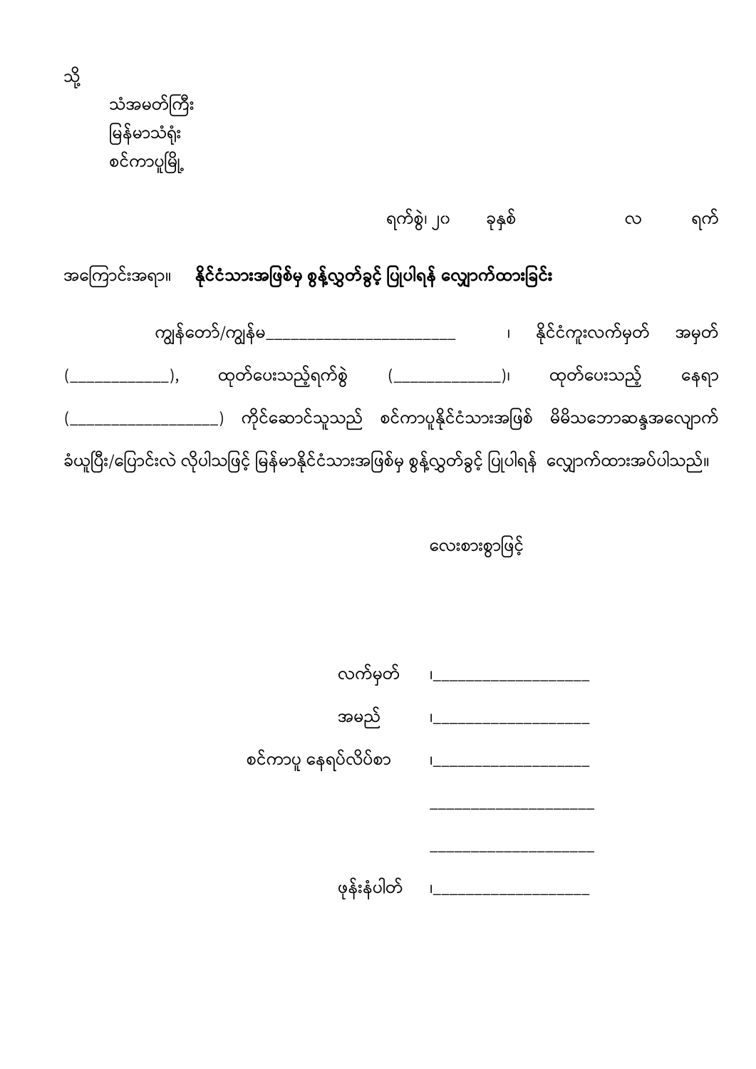သို့

သံအမတ်ကြီး
မြန်မာသံရုံး
စင်ကာပူမြို့

ရက်စွဲ၊ ၂၀ ခုနှစ် လ ရက်

အကြောင်းအရာ။ **နိုင်ငံသားအဖြစ်မှ စွန့်လွှတ်ခွင့် ပြုပါရန် လျှောက်ထားခြင်း**

ကျွန်တော်/ကျွန်မ___________________________ ၊ နိုင်ငံကူးလက်မှတ် အမှတ် (_____________), ထုတ်ပေးသည့်ရက်စွဲ (_______________)၊ ထုတ်ပေးသည့် နေရာ (____________________) ကိုင်ဆောင်သူသည် စင်ကာပူနိုင်ငံသားအဖြစ် မိမိသဘောဆန္ဒအလျောက် ခံယူပြီး/ပြောင်းလဲ လိုပါသဖြင့် မြန်မာနိုင်ငံသားအဖြစ်မှ စွန့်လွှတ်ခွင့် ပြုပါရန် လျှောက်ထားအပ်ပါသည်။

လေးစားစွာဖြင့်

လက်မှတ် ၊____________________

အမည် ၊____________________

စင်ကာပူ နေရပ်လိပ်စာ ၊____________________

_____________________

_____________________

ဖုန်းနံပါတ် ၊____________________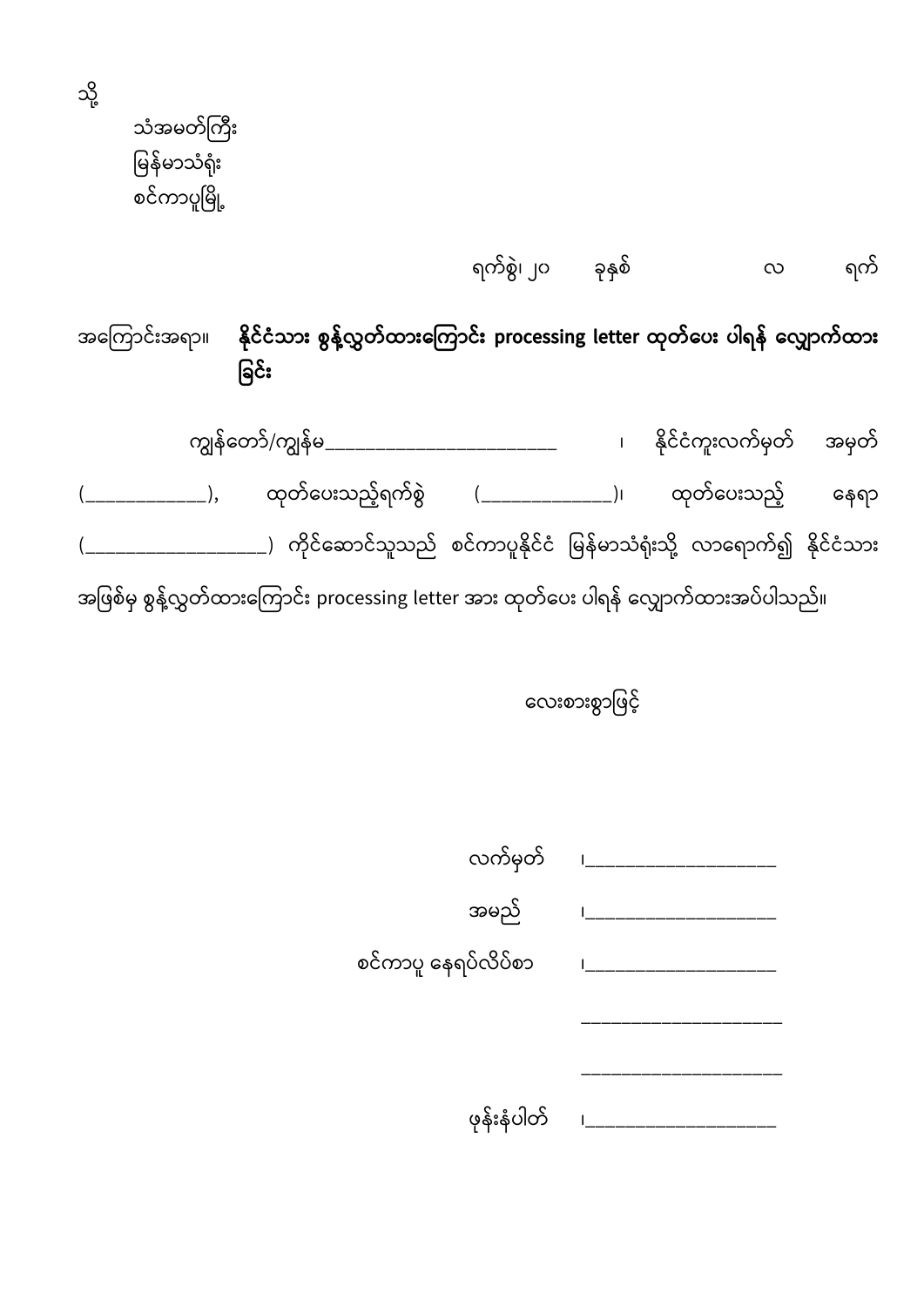သို့

သံအမတ်ကြီး
မြန်မာသံရုံး
စင်ကာပူမြို့

ရက်စွဲ၊ ၂၀ ခုနှစ် လ ရက်

အကြောင်းအရာ။ **နိုင်ငံသား စွန့်လွှတ်ထားကြောင်း processing letter ထုတ်ပေး ပါရန် လျှောက်ထားခြင်း**

ကျွန်တော်/ကျွန်မ__________________________ ၊ နိုင်ငံကူးလက်မှတ် အမှတ် (_____________), ထုတ်ပေးသည့်ရက်စွဲ (______________)၊ ထုတ်ပေးသည့် နေရာ (___________________) ကိုင်ဆောင်သူသည် စင်ကာပူနိုင်ငံ မြန်မာသံရုံးသို့ လာရောက်၍ နိုင်ငံသားအဖြစ်မှ စွန့်လွှတ်ထားကြောင်း processing letter အား ထုတ်ပေး ပါရန် လျှောက်ထားအပ်ပါသည်။

လေးစားစွာဖြင့်

လက်မှတ် ၊____________________

အမည် ၊____________________

စင်ကာပူ နေရပ်လိပ်စာ ၊____________________

______________________

______________________

ဖုန်းနံပါတ် ၊____________________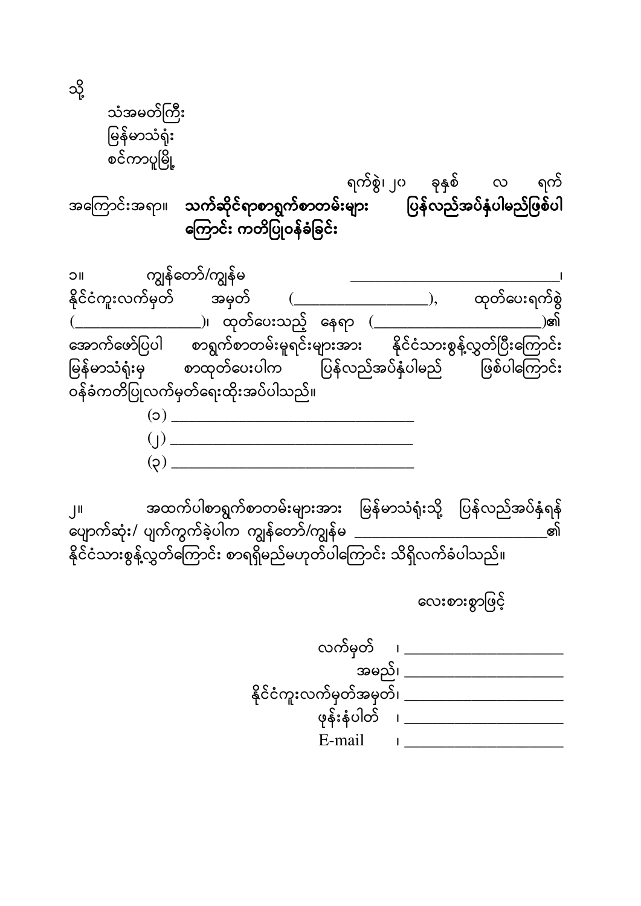သို့

သံအမတ်ကြီး
မြန်မာသံရုံး
စင်ကာပူမြို့

ရက်စွဲ၊ ၂၀ ခုနှစ် လ ရက်

အကြောင်းအရာ။ **သက်ဆိုင်ရာစာရွက်စာတမ်းများ ပြန်လည်အပ်နှံပါမည်ဖြစ်ပါကြောင်း ကတိပြုဝန်ခံခြင်း**

၁။ ကျွန်တော်/ကျွန်မ ___________________________၊ နိုင်ငံကူးလက်မှတ် အမှတ် (_________________), ထုတ်ပေးရက်စွဲ (________________)၊ ထုတ်ပေးသည့် နေရာ (_____________________)၏ အောက်ဖော်ပြပါ စာရွက်စာတမ်းမူရင်းများအား နိုင်ငံသားစွန့်လွှတ်ပြီးကြောင်း မြန်မာသံရုံးမှ စာထုတ်ပေးပါက ပြန်လည်အပ်နှံပါမည် ဖြစ်ပါကြောင်း ဝန်ခံကတိပြုလက်မှတ်ရေးထိုးအပ်ပါသည်။

(၁) ________________________________

(၂) ________________________________

(၃) ________________________________

၂။ အထက်ပါစာရွက်စာတမ်းများအား မြန်မာသံရုံးသို့ ပြန်လည်အပ်နှံရန် ပျောက်ဆုံး/ ပျက်ကွက်ခဲ့ပါက ကျွန်တော်/ကျွန်မ ________________________၏ နိုင်ငံသားစွန့်လွှတ်ကြောင်း စာရရှိမည်မဟုတ်ပါကြောင်း သိရှိလက်ခံပါသည်။

လေးစားစွာဖြင့်

လက်မှတ် ၊ ____________________

အမည်၊ ____________________

နိုင်ငံကူးလက်မှတ်အမှတ်၊ ____________________

ဖုန်းနံပါတ် ၊ ____________________

E-mail ၊ ____________________